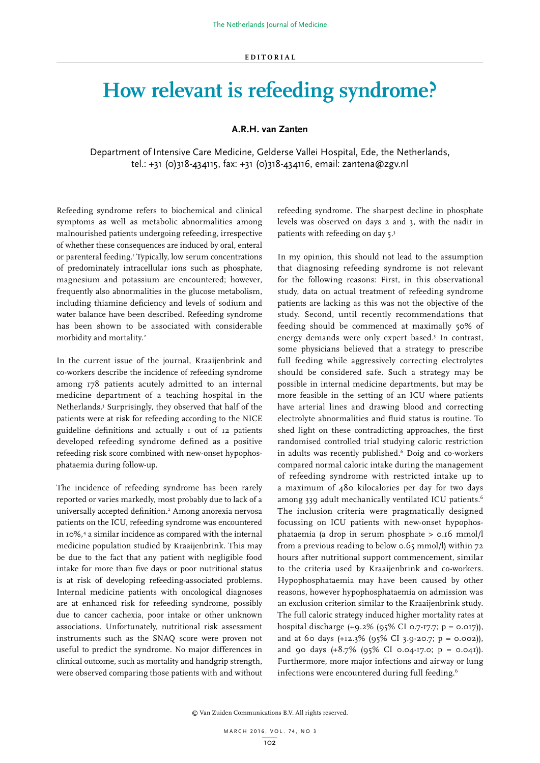EDITORIAL

# How relevant is refeeding syndrome?

**A.R.H. van Zanten**

Department of Intensive Care Medicine, Gelderse Vallei Hospital, Ede, the Netherlands, tel.: +31 (0)318-434115, fax: +31 (0)318-434116, email: zantena@zgv.nl

Refeeding syndrome refers to biochemical and clinical symptoms as well as metabolic abnormalities among malnourished patients undergoing refeeding, irrespective of whether these consequences are induced by oral, enteral or parenteral feeding.[1] Typically, low serum concentrations of predominately intracellular ions such as phosphate, magnesium and potassium are encountered; however, frequently also abnormalities in the glucose metabolism, including thiamine deficiency and levels of sodium and water balance have been described. Refeeding syndrome has been shown to be associated with considerable morbidity and mortality.[2]

In the current issue of the journal, Kraaijenbrink and co-workers describe the incidence of refeeding syndrome among 178 patients acutely admitted to an internal medicine department of a teaching hospital in the Netherlands.[3] Surprisingly, they observed that half of the patients were at risk for refeeding according to the NICE guideline definitions and actually 1 out of 12 patients developed refeeding syndrome defined as a positive refeeding risk score combined with new-onset hypophosphataemia during follow-up.

The incidence of refeeding syndrome has been rarely reported or varies markedly, most probably due to lack of a universally accepted definition.[2] Among anorexia nervosa patients on the ICU, refeeding syndrome was encountered in 10%,[4] a similar incidence as compared with the internal medicine population studied by Kraaijenbrink. This may be due to the fact that any patient with negligible food intake for more than five days or poor nutritional status is at risk of developing refeeding-associated problems. Internal medicine patients with oncological diagnoses are at enhanced risk for refeeding syndrome, possibly due to cancer cachexia, poor intake or other unknown associations. Unfortunately, nutritional risk assessment instruments such as the SNAQ score were proven not useful to predict the syndrome. No major differences in clinical outcome, such as mortality and handgrip strength, were observed comparing those patients with and without refeeding syndrome. The sharpest decline in phosphate levels was observed on days 2 and 3, with the nadir in patients with refeeding on day 5.[3]

In my opinion, this should not lead to the assumption that diagnosing refeeding syndrome is not relevant for the following reasons: First, in this observational study, data on actual treatment of refeeding syndrome patients are lacking as this was not the objective of the study. Second, until recently recommendations that feeding should be commenced at maximally 50% of energy demands were only expert based.[5] In contrast, some physicians believed that a strategy to prescribe full feeding while aggressively correcting electrolytes should be considered safe. Such a strategy may be possible in internal medicine departments, but may be more feasible in the setting of an ICU where patients have arterial lines and drawing blood and correcting electrolyte abnormalities and fluid status is routine. To shed light on these contradicting approaches, the first randomised controlled trial studying caloric restriction in adults was recently published.[6] Doig and co-workers compared normal caloric intake during the management of refeeding syndrome with restricted intake up to a maximum of 480 kilocalories per day for two days among 339 adult mechanically ventilated ICU patients.[6] The inclusion criteria were pragmatically designed focussing on ICU patients with new-onset hypophosphataemia (a drop in serum phosphate > 0.16 mmol/l from a previous reading to below 0.65 mmol/l) within 72 hours after nutritional support commencement, similar to the criteria used by Kraaijenbrink and co-workers. Hypophosphataemia may have been caused by other reasons, however hypophosphataemia on admission was an exclusion criterion similar to the Kraaijenbrink study. The full caloric strategy induced higher mortality rates at hospital discharge (+9.2% (95% CI 0.7-17.7; $p = 0.017$)), and at 60 days (+12.3% (95% CI 3.9-20.7; $p = 0.002$)), and 90 days (+8.7% (95% CI 0.04-17.0; $p = 0.041$)). Furthermore, more major infections and airway or lung infections were encountered during full feeding.[6]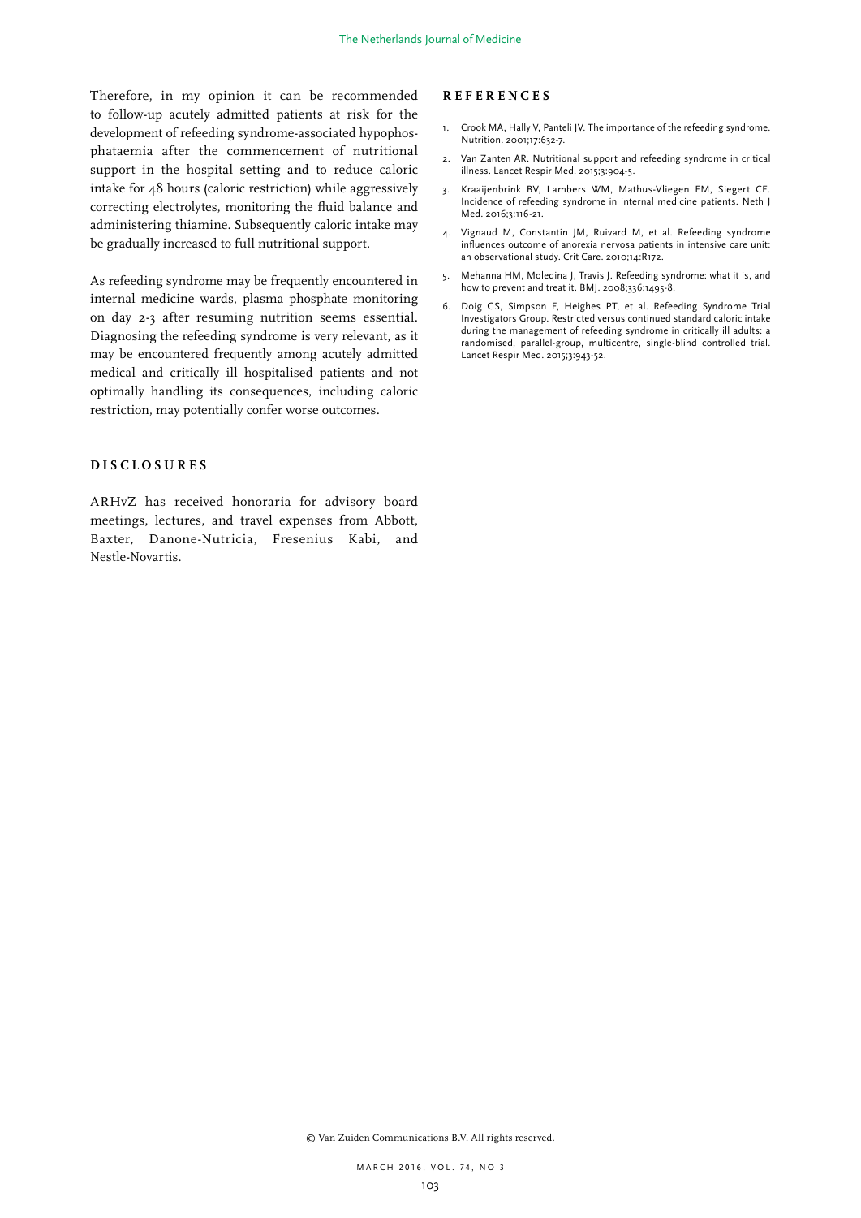Therefore, in my opinion it can be recommended to follow-up acutely admitted patients at risk for the development of refeeding syndrome-associated hypophosphataemia after the commencement of nutritional support in the hospital setting and to reduce caloric intake for 48 hours (caloric restriction) while aggressively correcting electrolytes, monitoring the fluid balance and administering thiamine. Subsequently caloric intake may be gradually increased to full nutritional support.

As refeeding syndrome may be frequently encountered in internal medicine wards, plasma phosphate monitoring on day 2-3 after resuming nutrition seems essential. Diagnosing the refeeding syndrome is very relevant, as it may be encountered frequently among acutely admitted medical and critically ill hospitalised patients and not optimally handling its consequences, including caloric restriction, may potentially confer worse outcomes.

## DISCLOSURES

ARHvZ has received honoraria for advisory board meetings, lectures, and travel expenses from Abbott, Baxter, Danone-Nutricia, Fresenius Kabi, and Nestle-Novartis.

## REFERENCES

1. Crook MA, Hally V, Panteli JV. The importance of the refeeding syndrome. Nutrition. 2001;17:632-7.
2. Van Zanten AR. Nutritional support and refeeding syndrome in critical illness. Lancet Respir Med. 2015;3:904-5.
3. Kraaijenbrink BV, Lambers WM, Mathus-Vliegen EM, Siegert CE. Incidence of refeeding syndrome in internal medicine patients. Neth J Med. 2016;3:116-21.
4. Vignaud M, Constantin JM, Ruivard M, et al. Refeeding syndrome influences outcome of anorexia nervosa patients in intensive care unit: an observational study. Crit Care. 2010;14:R172.
5. Mehanna HM, Moledina J, Travis J. Refeeding syndrome: what it is, and how to prevent and treat it. BMJ. 2008;336:1495-8.
6. Doig GS, Simpson F, Heighes PT, et al. Refeeding Syndrome Trial Investigators Group. Restricted versus continued standard caloric intake during the management of refeeding syndrome in critically ill adults: a randomised, parallel-group, multicentre, single-blind controlled trial. Lancet Respir Med. 2015;3:943-52.

© Van Zuiden Communications B.V. All rights reserved.